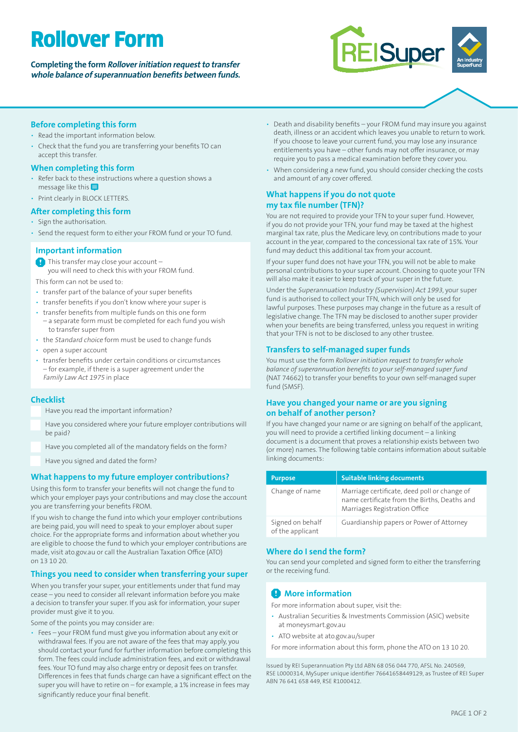# Rollover Form

**Completing the form *Rollover initiation request to transfer whole balance of superannuation benefits between funds.***

REISuper — An Industry SuperFund

## Before completing this form

- Read the important information below.
- Check that the fund you are transferring your benefits TO can accept this transfer.

## When completing this form

- Refer back to these instructions where a question shows a message like this
- Print clearly in BLOCK LETTERS.

## After completing this form

- Sign the authorisation.
- Send the request form to either your FROM fund or your TO fund.

## Important information

This transfer may close your account – you will need to check this with your FROM fund.

This form can not be used to:

- transfer part of the balance of your super benefits
- transfer benefits if you don't know where your super is
- transfer benefits from multiple funds on this one form – a separate form must be completed for each fund you wish to transfer super from
- the *Standard choice* form must be used to change funds
- open a super account
- transfer benefits under certain conditions or circumstances – for example, if there is a super agreement under the *Family Law Act 1975* in place

## Checklist

- Have you read the important information?
- Have you considered where your future employer contributions will be paid?
- Have you completed all of the mandatory fields on the form?
- Have you signed and dated the form?

## What happens to my future employer contributions?

Using this form to transfer your benefits will not change the fund to which your employer pays your contributions and may close the account you are transferring your benefits FROM.

If you wish to change the fund into which your employer contributions are being paid, you will need to speak to your employer about super choice. For the appropriate forms and information about whether you are eligible to choose the fund to which your employer contributions are made, visit ato.gov.au or call the Australian Taxation Office (ATO) on 13 10 20.

## Things you need to consider when transferring your super

When you transfer your super, your entitlements under that fund may cease – you need to consider all relevant information before you make a decision to transfer your super. If you ask for information, your super provider must give it to you.

Some of the points you may consider are:

- Fees – your FROM fund must give you information about any exit or withdrawal fees. If you are not aware of the fees that may apply, you should contact your fund for further information before completing this form. The fees could include administration fees, and exit or withdrawal fees. Your TO fund may also charge entry or deposit fees on transfer. Differences in fees that funds charge can have a significant effect on the super you will have to retire on – for example, a 1% increase in fees may significantly reduce your final benefit.
- Death and disability benefits – your FROM fund may insure you against death, illness or an accident which leaves you unable to return to work. If you choose to leave your current fund, you may lose any insurance entitlements you have – other funds may not offer insurance, or may require you to pass a medical examination before they cover you.
- When considering a new fund, you should consider checking the costs and amount of any cover offered.

## What happens if you do not quote my tax file number (TFN)?

You are not required to provide your TFN to your super fund. However, if you do not provide your TFN, your fund may be taxed at the highest marginal tax rate, plus the Medicare levy, on contributions made to your account in the year, compared to the concessional tax rate of 15%. Your fund may deduct this additional tax from your account.

If your super fund does not have your TFN, you will not be able to make personal contributions to your super account. Choosing to quote your TFN will also make it easier to keep track of your super in the future.

Under the *Superannuation Industry (Supervision) Act 1993*, your super fund is authorised to collect your TFN, which will only be used for lawful purposes. These purposes may change in the future as a result of legislative change. The TFN may be disclosed to another super provider when your benefits are being transferred, unless you request in writing that your TFN is not to be disclosed to any other trustee.

## Transfers to self-managed super funds

You must use the form *Rollover initiation request to transfer whole balance of superannuation benefits to your self-managed super fund* (NAT 74662) to transfer your benefits to your own self-managed super fund (SMSF).

## Have you changed your name or are you signing on behalf of another person?

If you have changed your name or are signing on behalf of the applicant, you will need to provide a certified linking document – a linking document is a document that proves a relationship exists between two (or more) names. The following table contains information about suitable linking documents:

| Purpose | Suitable linking documents |
|---|---|
| Change of name | Marriage certificate, deed poll or change of name certificate from the Births, Deaths and Marriages Registration Office |
| Signed on behalf of the applicant | Guardianship papers or Power of Attorney |

## Where do I send the form?

You can send your completed and signed form to either the transferring or the receiving fund.

## More information

For more information about super, visit the:

- Australian Securities & Investments Commission (ASIC) website at moneysmart.gov.au
- ATO website at ato.gov.au/super

For more information about this form, phone the ATO on 13 10 20.

Issued by REI Superannuation Pty Ltd ABN 68 056 044 770, AFSL No. 240569, RSE L0000314, MySuper unique identifier 76641658449129, as Trustee of REI Super ABN 76 641 658 449, RSE R1000412.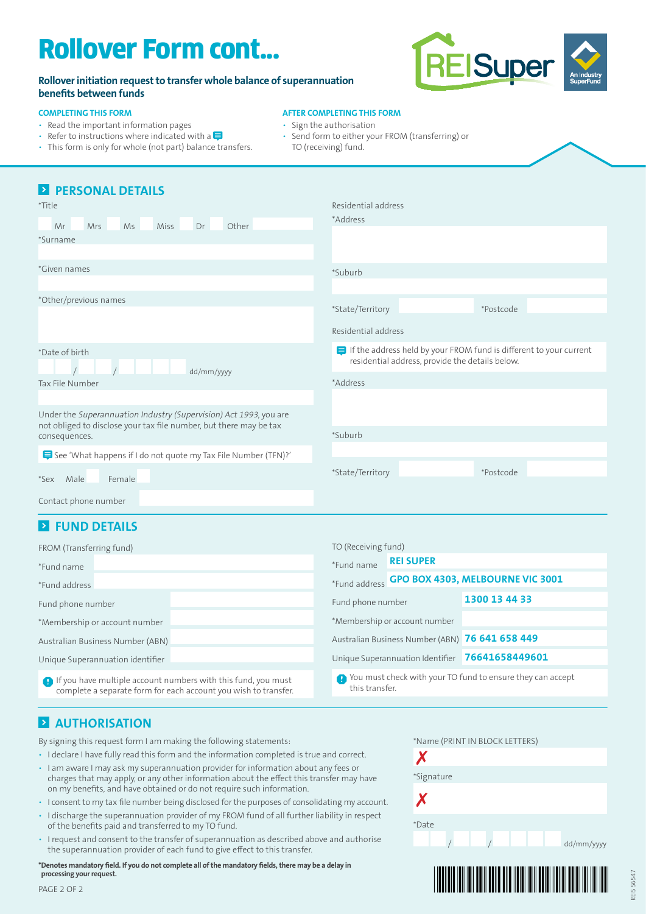# Rollover Form cont...

**Rollover initiation request to transfer whole balance of superannuation benefits between funds**

**COMPLETING THIS FORM**

- Read the important information pages
- Refer to instructions where indicated with a
- This form is only for whole (not part) balance transfers.

**AFTER COMPLETING THIS FORM**

- Sign the authorisation
- Send form to either your FROM (transferring) or TO (receiving) fund.

## PERSONAL DETAILS

*Title

Mr  Mrs  Ms  Miss  Dr  Other

*Surname

*Given names

*Other/previous names

*Date of birth

/ / dd/mm/yyyy

Tax File Number

Under the *Superannuation Industry (Supervision) Act 1993*, you are not obliged to disclose your tax file number, but there may be tax consequences.

See 'What happens if I do not quote my Tax File Number (TFN)?'

*Sex  Male  Female

Contact phone number

Residential address

*Address

*Suburb

*State/Territory  *Postcode

Residential address

If the address held by your FROM fund is different to your current residential address, provide the details below.

*Address

*Suburb

*State/Territory  *Postcode

## FUND DETAILS

FROM (Transferring fund)

*Fund name

*Fund address

Fund phone number

*Membership or account number

Australian Business Number (ABN)

Unique Superannuation identifier

If you have multiple account numbers with this fund, you must complete a separate form for each account you wish to transfer.

TO (Receiving fund)

*Fund name **REI SUPER**

*Fund address **GPO BOX 4303, MELBOURNE VIC 3001**

Fund phone number **1300 13 44 33**

*Membership or account number

Australian Business Number (ABN) **76 641 658 449**

Unique Superannuation Identifier **76641658449601**

You must check with your TO fund to ensure they can accept this transfer.

## AUTHORISATION

By signing this request form I am making the following statements:

- I declare I have fully read this form and the information completed is true and correct.
- I am aware I may ask my superannuation provider for information about any fees or charges that may apply, or any other information about the effect this transfer may have on my benefits, and have obtained or do not require such information.
- I consent to my tax file number being disclosed for the purposes of consolidating my account.
- I discharge the superannuation provider of my FROM fund of all further liability in respect of the benefits paid and transferred to my TO fund.
- I request and consent to the transfer of superannuation as described above and authorise the superannuation provider of each fund to give effect to this transfer.

**\*Denotes mandatory field. If you do not complete all of the mandatory fields, there may be a delay in processing your request.**

*Name (PRINT IN BLOCK LETTERS)

✗

*Signature

✗

*Date

/ / dd/mm/yyyy

REIS 56547